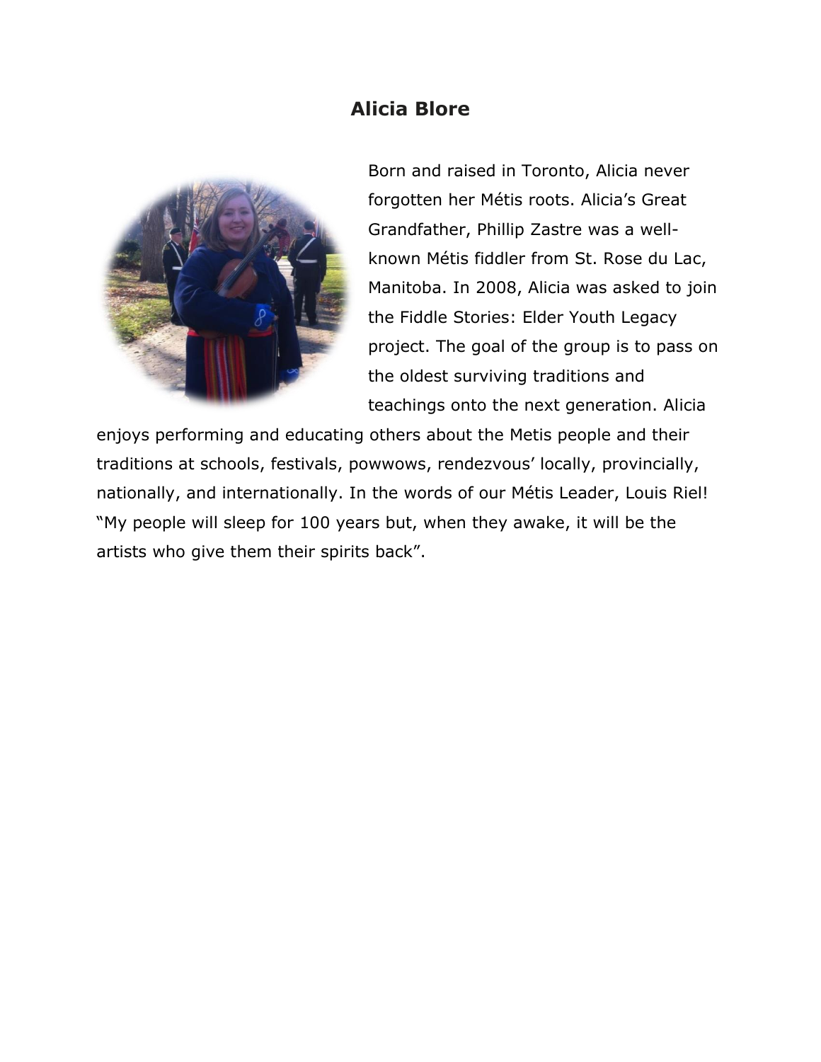# Alicia Blore

Born and raised in Toronto, Alicia never forgotten her Métis roots. Alicia's Great Grandfather, Phillip Zastre was a well-known Métis fiddler from St. Rose du Lac, Manitoba. In 2008, Alicia was asked to join the Fiddle Stories: Elder Youth Legacy project. The goal of the group is to pass on the oldest surviving traditions and teachings onto the next generation. Alicia enjoys performing and educating others about the Metis people and their traditions at schools, festivals, powwows, rendezvous' locally, provincially, nationally, and internationally. In the words of our Métis Leader, Louis Riel! "My people will sleep for 100 years but, when they awake, it will be the artists who give them their spirits back".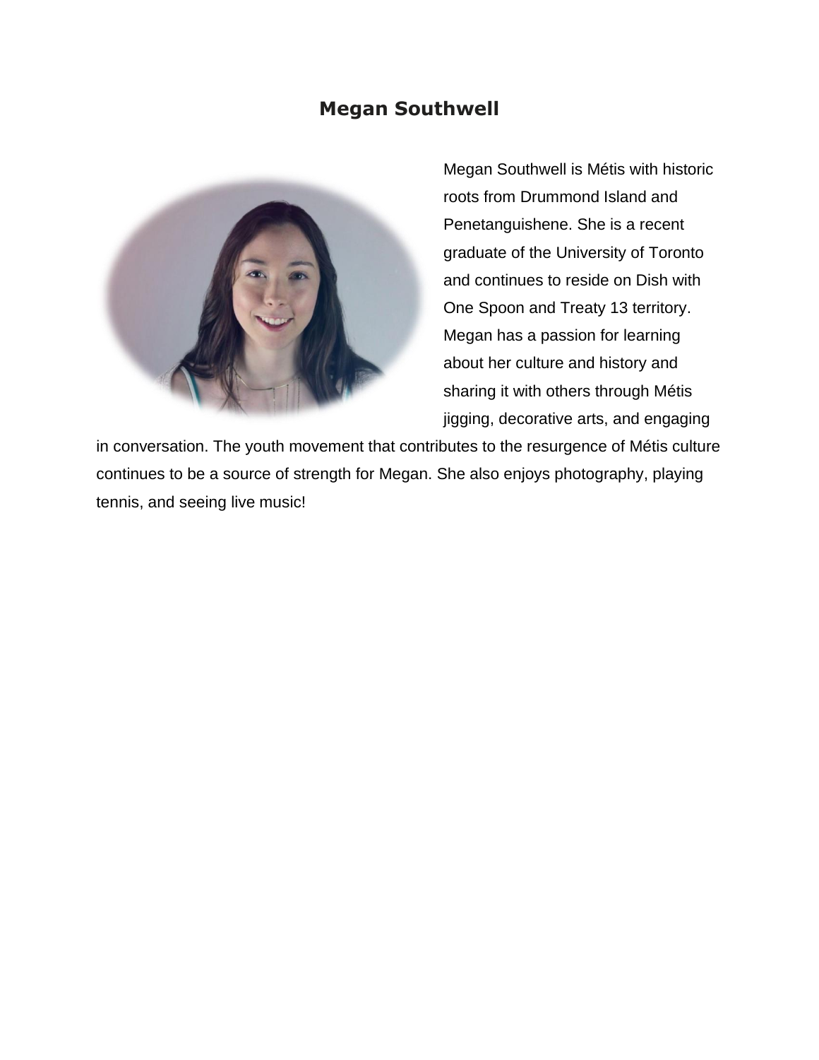# Megan Southwell

Megan Southwell is Métis with historic roots from Drummond Island and Penetanguishene. She is a recent graduate of the University of Toronto and continues to reside on Dish with One Spoon and Treaty 13 territory. Megan has a passion for learning about her culture and history and sharing it with others through Métis jigging, decorative arts, and engaging in conversation. The youth movement that contributes to the resurgence of Métis culture continues to be a source of strength for Megan. She also enjoys photography, playing tennis, and seeing live music!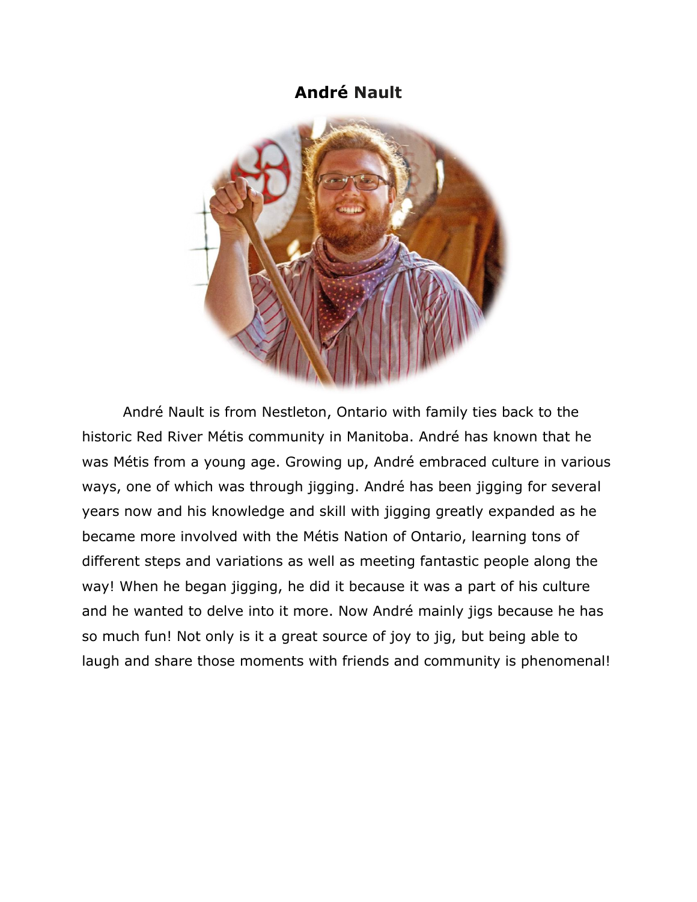# André Nault

André Nault is from Nestleton, Ontario with family ties back to the historic Red River Métis community in Manitoba. André has known that he was Métis from a young age. Growing up, André embraced culture in various ways, one of which was through jigging. André has been jigging for several years now and his knowledge and skill with jigging greatly expanded as he became more involved with the Métis Nation of Ontario, learning tons of different steps and variations as well as meeting fantastic people along the way! When he began jigging, he did it because it was a part of his culture and he wanted to delve into it more. Now André mainly jigs because he has so much fun! Not only is it a great source of joy to jig, but being able to laugh and share those moments with friends and community is phenomenal!